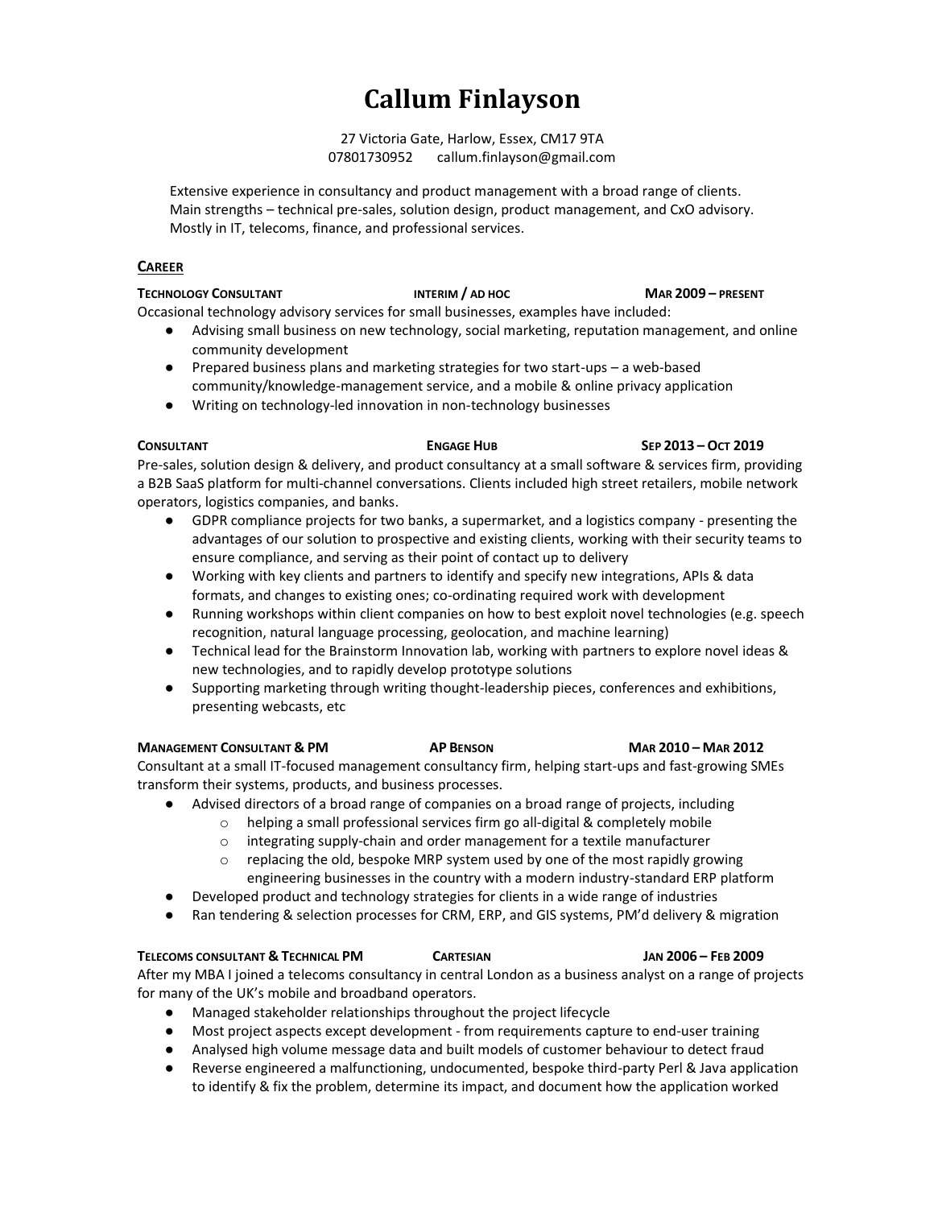# Callum Finlayson

27 Victoria Gate, Harlow, Essex, CM17 9TA
07801730952 callum.finlayson@gmail.com

Extensive experience in consultancy and product management with a broad range of clients.
Main strengths – technical pre-sales, solution design, product management, and CxO advisory.
Mostly in IT, telecoms, finance, and professional services.

## CAREER

**TECHNOLOGY CONSULTANT** **INTERIM / AD HOC** **MAR 2009 – PRESENT**

Occasional technology advisory services for small businesses, examples have included:

- Advising small business on new technology, social marketing, reputation management, and online community development
- Prepared business plans and marketing strategies for two start-ups – a web-based community/knowledge-management service, and a mobile & online privacy application
- Writing on technology-led innovation in non-technology businesses

**CONSULTANT** **ENGAGE HUB** **SEP 2013 – OCT 2019**

Pre-sales, solution design & delivery, and product consultancy at a small software & services firm, providing a B2B SaaS platform for multi-channel conversations. Clients included high street retailers, mobile network operators, logistics companies, and banks.

- GDPR compliance projects for two banks, a supermarket, and a logistics company - presenting the advantages of our solution to prospective and existing clients, working with their security teams to ensure compliance, and serving as their point of contact up to delivery
- Working with key clients and partners to identify and specify new integrations, APIs & data formats, and changes to existing ones; co-ordinating required work with development
- Running workshops within client companies on how to best exploit novel technologies (e.g. speech recognition, natural language processing, geolocation, and machine learning)
- Technical lead for the Brainstorm Innovation lab, working with partners to explore novel ideas & new technologies, and to rapidly develop prototype solutions
- Supporting marketing through writing thought-leadership pieces, conferences and exhibitions, presenting webcasts, etc

**MANAGEMENT CONSULTANT & PM** **AP BENSON** **MAR 2010 – MAR 2012**

Consultant at a small IT-focused management consultancy firm, helping start-ups and fast-growing SMEs transform their systems, products, and business processes.

- Advised directors of a broad range of companies on a broad range of projects, including
  - helping a small professional services firm go all-digital & completely mobile
  - integrating supply-chain and order management for a textile manufacturer
  - replacing the old, bespoke MRP system used by one of the most rapidly growing engineering businesses in the country with a modern industry-standard ERP platform
- Developed product and technology strategies for clients in a wide range of industries
- Ran tendering & selection processes for CRM, ERP, and GIS systems, PM'd delivery & migration

**TELECOMS CONSULTANT & TECHNICAL PM** **CARTESIAN** **JAN 2006 – FEB 2009**

After my MBA I joined a telecoms consultancy in central London as a business analyst on a range of projects for many of the UK's mobile and broadband operators.

- Managed stakeholder relationships throughout the project lifecycle
- Most project aspects except development - from requirements capture to end-user training
- Analysed high volume message data and built models of customer behaviour to detect fraud
- Reverse engineered a malfunctioning, undocumented, bespoke third-party Perl & Java application to identify & fix the problem, determine its impact, and document how the application worked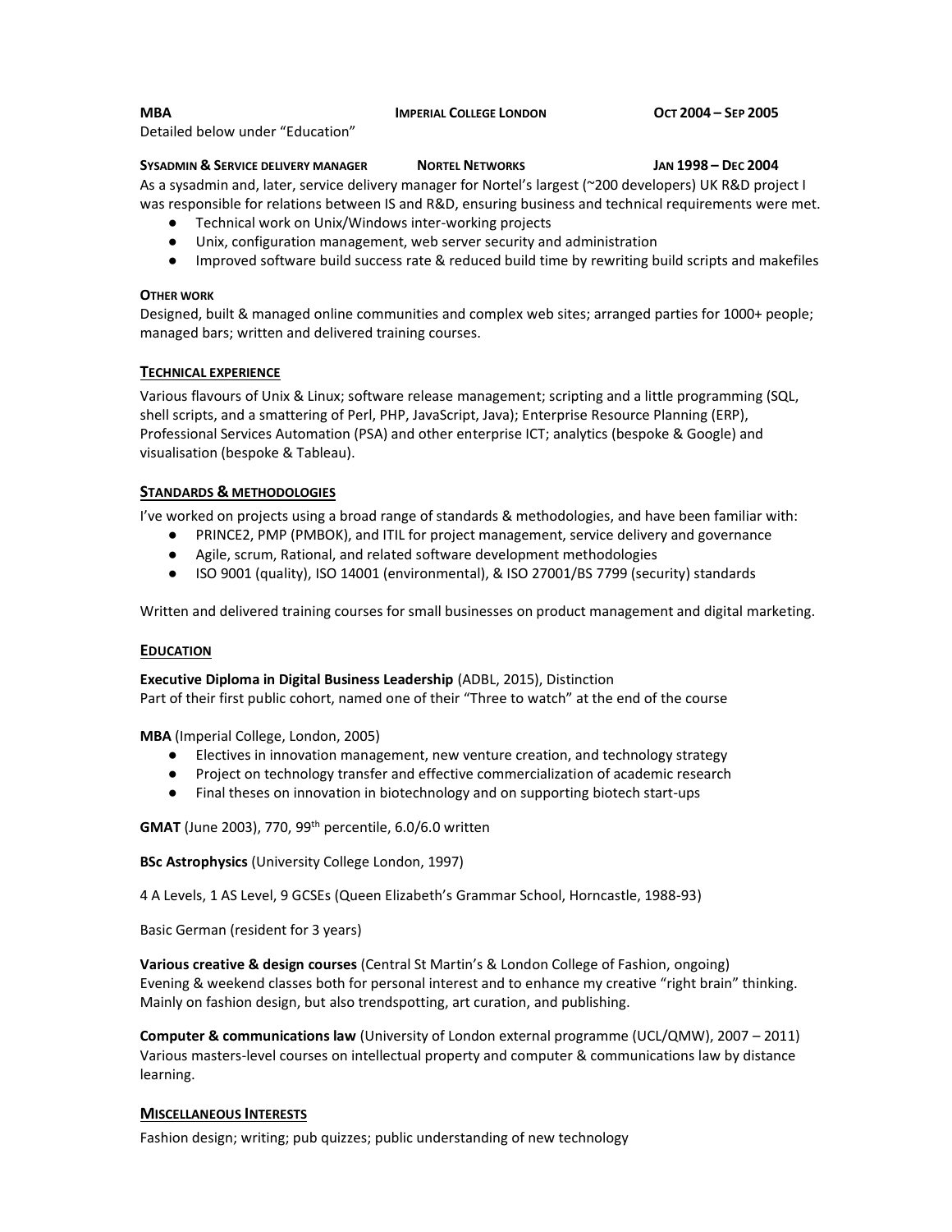**MBA** | **IMPERIAL COLLEGE LONDON** | **OCT 2004 – SEP 2005**

Detailed below under "Education"

**SYSADMIN & SERVICE DELIVERY MANAGER** | **NORTEL NETWORKS** | **JAN 1998 – DEC 2004**

As a sysadmin and, later, service delivery manager for Nortel's largest (~200 developers) UK R&D project I was responsible for relations between IS and R&D, ensuring business and technical requirements were met.

- Technical work on Unix/Windows inter-working projects
- Unix, configuration management, web server security and administration
- Improved software build success rate & reduced build time by rewriting build scripts and makefiles

**OTHER WORK**

Designed, built & managed online communities and complex web sites; arranged parties for 1000+ people; managed bars; written and delivered training courses.

## TECHNICAL EXPERIENCE

Various flavours of Unix & Linux; software release management; scripting and a little programming (SQL, shell scripts, and a smattering of Perl, PHP, JavaScript, Java); Enterprise Resource Planning (ERP), Professional Services Automation (PSA) and other enterprise ICT; analytics (bespoke & Google) and visualisation (bespoke & Tableau).

## STANDARDS & METHODOLOGIES

I've worked on projects using a broad range of standards & methodologies, and have been familiar with:

- PRINCE2, PMP (PMBOK), and ITIL for project management, service delivery and governance
- Agile, scrum, Rational, and related software development methodologies
- ISO 9001 (quality), ISO 14001 (environmental), & ISO 27001/BS 7799 (security) standards

Written and delivered training courses for small businesses on product management and digital marketing.

## EDUCATION

**Executive Diploma in Digital Business Leadership** (ADBL, 2015), Distinction
Part of their first public cohort, named one of their "Three to watch" at the end of the course

**MBA** (Imperial College, London, 2005)

- Electives in innovation management, new venture creation, and technology strategy
- Project on technology transfer and effective commercialization of academic research
- Final theses on innovation in biotechnology and on supporting biotech start-ups

**GMAT** (June 2003), 770, 99th percentile, 6.0/6.0 written

**BSc Astrophysics** (University College London, 1997)

4 A Levels, 1 AS Level, 9 GCSEs (Queen Elizabeth's Grammar School, Horncastle, 1988-93)

Basic German (resident for 3 years)

**Various creative & design courses** (Central St Martin's & London College of Fashion, ongoing)
Evening & weekend classes both for personal interest and to enhance my creative "right brain" thinking. Mainly on fashion design, but also trendspotting, art curation, and publishing.

**Computer & communications law** (University of London external programme (UCL/QMW), 2007 – 2011)
Various masters-level courses on intellectual property and computer & communications law by distance learning.

## MISCELLANEOUS INTERESTS

Fashion design; writing; pub quizzes; public understanding of new technology